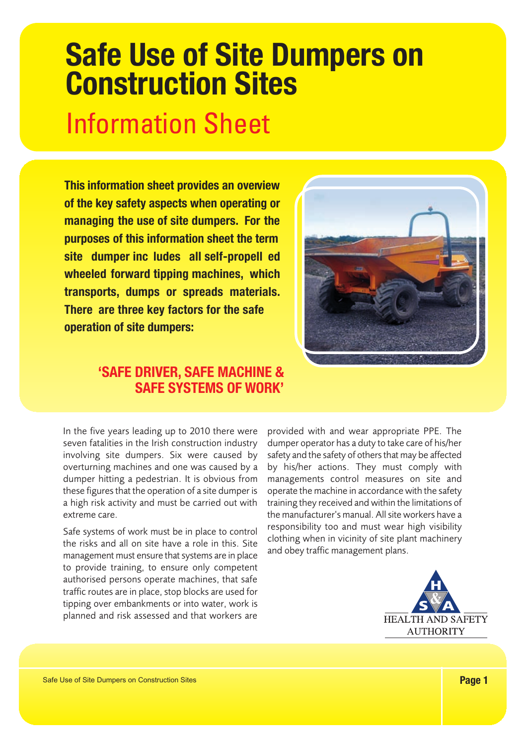# Safe Use of Site Dumpers on Construction Sites

## Information Sheet

**This information sheet provides an overview of the key safety aspects when operating or managing the use of site dumpers. For the purposes of this information sheet the term site dumper includes all self-propelled wheeled forward tipping machines, which transports, dumps or spreads materials. There are three key factors for the safe operation of site dumpers:**

**'SAFE DRIVER, SAFE MACHINE & SAFE SYSTEMS OF WORK'**

In the five years leading up to 2010 there were seven fatalities in the Irish construction industry involving site dumpers. Six were caused by overturning machines and one was caused by a dumper hitting a pedestrian. It is obvious from these figures that the operation of a site dumper is a high risk activity and must be carried out with extreme care.

Safe systems of work must be in place to control the risks and all on site have a role in this. Site management must ensure that systems are in place to provide training, to ensure only competent authorised persons operate machines, that safe traffic routes are in place, stop blocks are used for tipping over embankments or into water, work is planned and risk assessed and that workers are provided with and wear appropriate PPE. The dumper operator has a duty to take care of his/her safety and the safety of others that may be affected by his/her actions. They must comply with managements control measures on site and operate the machine in accordance with the safety training they received and within the limitations of the manufacturer's manual. All site workers have a responsibility too and must wear high visibility clothing when in vicinity of site plant machinery and obey traffic management plans.

HEALTH AND SAFETY AUTHORITY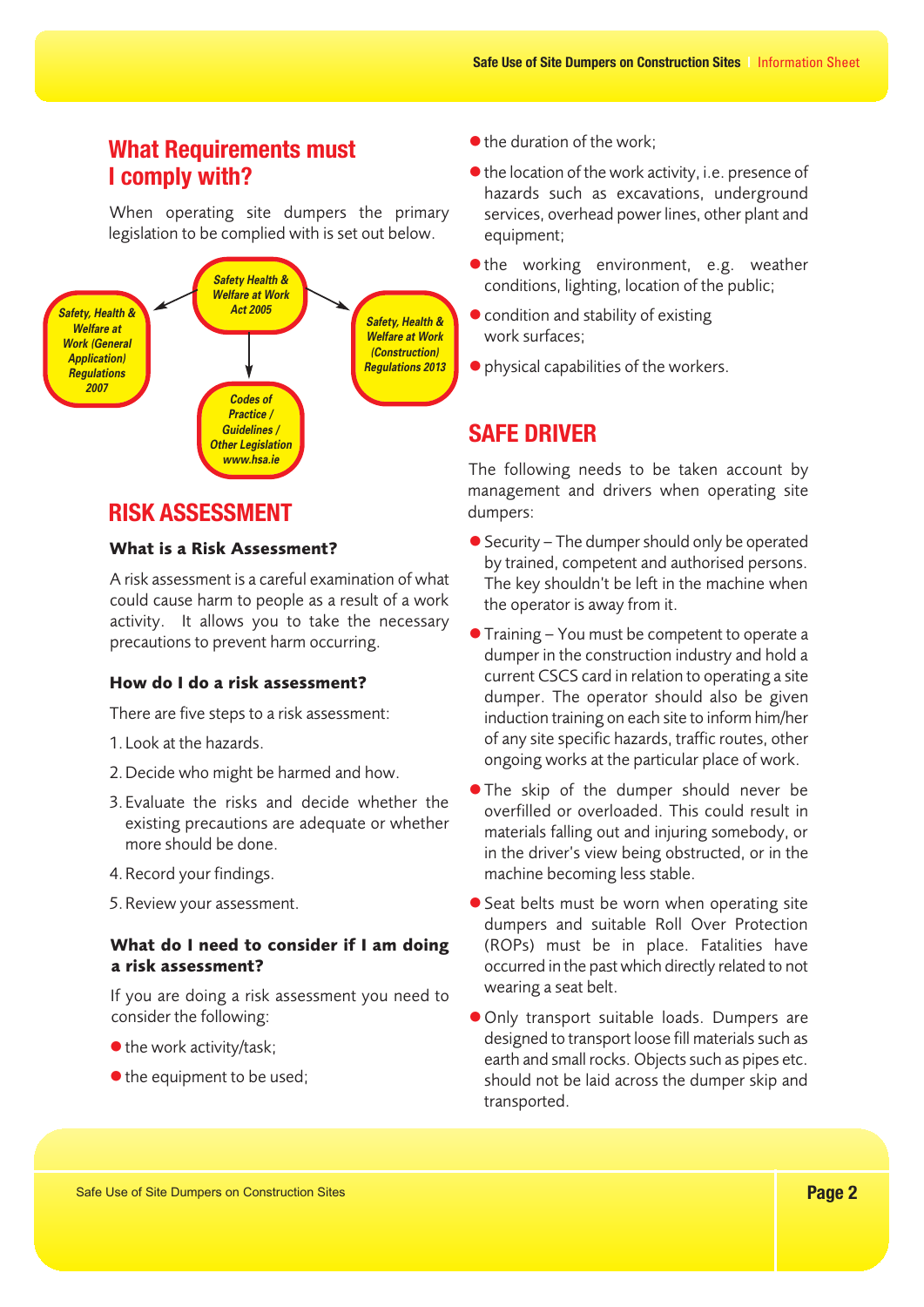## What Requirements must I comply with?

When operating site dumpers the primary legislation to be complied with is set out below.

- Safety Health & Welfare at Work Act 2005
  - Safety, Health & Welfare at Work (General Application) Regulations 2007
  - Safety, Health & Welfare at Work (Construction) Regulations 2013
  - Codes of Practice / Guidelines / Other Legislation www.hsa.ie

## RISK ASSESSMENT

### What is a Risk Assessment?

A risk assessment is a careful examination of what could cause harm to people as a result of a work activity. It allows you to take the necessary precautions to prevent harm occurring.

### How do I do a risk assessment?

There are five steps to a risk assessment:

1. Look at the hazards.
2. Decide who might be harmed and how.
3. Evaluate the risks and decide whether the existing precautions are adequate or whether more should be done.
4. Record your findings.
5. Review your assessment.

### What do I need to consider if I am doing a risk assessment?

If you are doing a risk assessment you need to consider the following:

- the work activity/task;
- the equipment to be used;
- the duration of the work;
- the location of the work activity, i.e. presence of hazards such as excavations, underground services, overhead power lines, other plant and equipment;
- the working environment, e.g. weather conditions, lighting, location of the public;
- condition and stability of existing work surfaces;
- physical capabilities of the workers.

## SAFE DRIVER

The following needs to be taken account by management and drivers when operating site dumpers:

- Security – The dumper should only be operated by trained, competent and authorised persons. The key shouldn't be left in the machine when the operator is away from it.
- Training – You must be competent to operate a dumper in the construction industry and hold a current CSCS card in relation to operating a site dumper. The operator should also be given induction training on each site to inform him/her of any site specific hazards, traffic routes, other ongoing works at the particular place of work.
- The skip of the dumper should never be overfilled or overloaded. This could result in materials falling out and injuring somebody, or in the driver's view being obstructed, or in the machine becoming less stable.
- Seat belts must be worn when operating site dumpers and suitable Roll Over Protection (ROPs) must be in place. Fatalities have occurred in the past which directly related to not wearing a seat belt.
- Only transport suitable loads. Dumpers are designed to transport loose fill materials such as earth and small rocks. Objects such as pipes etc. should not be laid across the dumper skip and transported.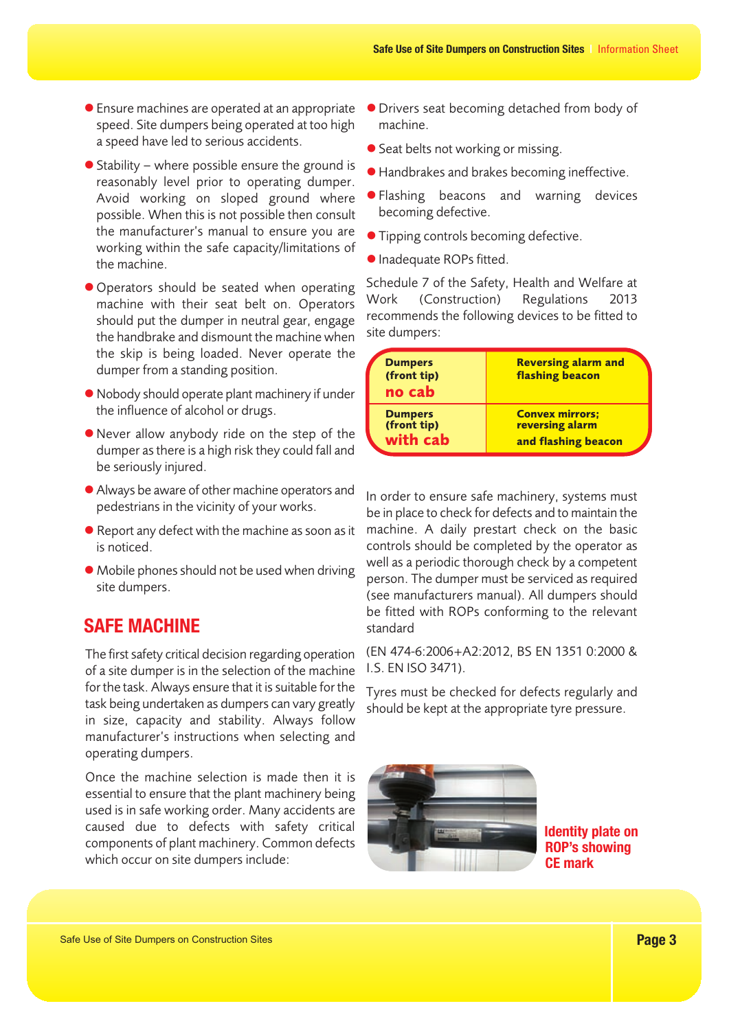- Ensure machines are operated at an appropriate speed. Site dumpers being operated at too high a speed have led to serious accidents.
- Stability – where possible ensure the ground is reasonably level prior to operating dumper. Avoid working on sloped ground where possible. When this is not possible then consult the manufacturer's manual to ensure you are working within the safe capacity/limitations of the machine.
- Operators should be seated when operating machine with their seat belt on. Operators should put the dumper in neutral gear, engage the handbrake and dismount the machine when the skip is being loaded. Never operate the dumper from a standing position.
- Nobody should operate plant machinery if under the influence of alcohol or drugs.
- Never allow anybody ride on the step of the dumper as there is a high risk they could fall and be seriously injured.
- Always be aware of other machine operators and pedestrians in the vicinity of your works.
- Report any defect with the machine as soon as it is noticed.
- Mobile phones should not be used when driving site dumpers.

## SAFE MACHINE

The first safety critical decision regarding operation of a site dumper is in the selection of the machine for the task. Always ensure that it is suitable for the task being undertaken as dumpers can vary greatly in size, capacity and stability. Always follow manufacturer's instructions when selecting and operating dumpers.

Once the machine selection is made then it is essential to ensure that the plant machinery being used is in safe working order. Many accidents are caused due to defects with safety critical components of plant machinery. Common defects which occur on site dumpers include:

- Drivers seat becoming detached from body of machine.
- Seat belts not working or missing.
- Handbrakes and brakes becoming ineffective.
- Flashing beacons and warning devices becoming defective.
- Tipping controls becoming defective.
- Inadequate ROPs fitted.

Schedule 7 of the Safety, Health and Welfare at Work (Construction) Regulations 2013 recommends the following devices to be fitted to site dumpers:

| Dumpers (front tip) | Devices |
|---|---|
| **no cab** | Reversing alarm and flashing beacon |
| **with cab** | Convex mirrors; reversing alarm and flashing beacon |

In order to ensure safe machinery, systems must be in place to check for defects and to maintain the machine. A daily prestart check on the basic controls should be completed by the operator as well as a periodic thorough check by a competent person. The dumper must be serviced as required (see manufacturers manual). All dumpers should be fitted with ROPs conforming to the relevant standard

(EN 474-6:2006+A2:2012, BS EN 1351 0:2000 & I.S. EN ISO 3471).

Tyres must be checked for defects regularly and should be kept at the appropriate tyre pressure.

Identity plate on ROP's showing CE mark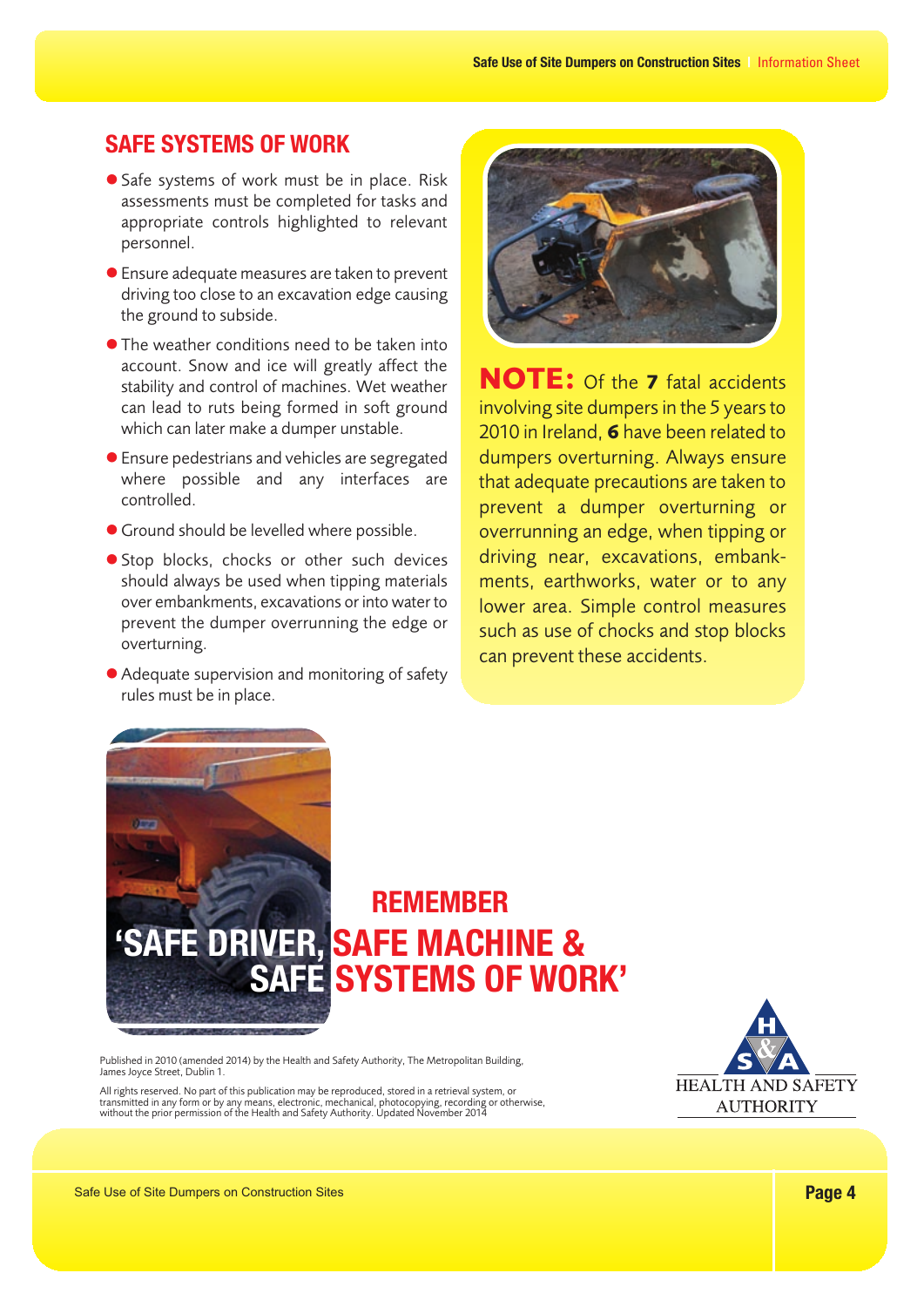## SAFE SYSTEMS OF WORK

- Safe systems of work must be in place. Risk assessments must be completed for tasks and appropriate controls highlighted to relevant personnel.
- Ensure adequate measures are taken to prevent driving too close to an excavation edge causing the ground to subside.
- The weather conditions need to be taken into account. Snow and ice will greatly affect the stability and control of machines. Wet weather can lead to ruts being formed in soft ground which can later make a dumper unstable.
- Ensure pedestrians and vehicles are segregated where possible and any interfaces are controlled.
- Ground should be levelled where possible.
- Stop blocks, chocks or other such devices should always be used when tipping materials over embankments, excavations or into water to prevent the dumper overrunning the edge or overturning.
- Adequate supervision and monitoring of safety rules must be in place.

**NOTE:** Of the **7** fatal accidents involving site dumpers in the 5 years to 2010 in Ireland, **6** have been related to dumpers overturning. Always ensure that adequate precautions are taken to prevent a dumper overturning or overrunning an edge, when tipping or driving near, excavations, embankments, earthworks, water or to any lower area. Simple control measures such as use of chocks and stop blocks can prevent these accidents.

## REMEMBER
## 'SAFE DRIVER, SAFE MACHINE & SAFE SYSTEMS OF WORK'

Published in 2010 (amended 2014) by the Health and Safety Authority, The Metropolitan Building, James Joyce Street, Dublin 1.

All rights reserved. No part of this publication may be reproduced, stored in a retrieval system, or transmitted in any form or by any means, electronic, mechanical, photocopying, recording or otherwise, without the prior permission of the Health and Safety Authority. Updated November 2014

HEALTH AND SAFETY AUTHORITY